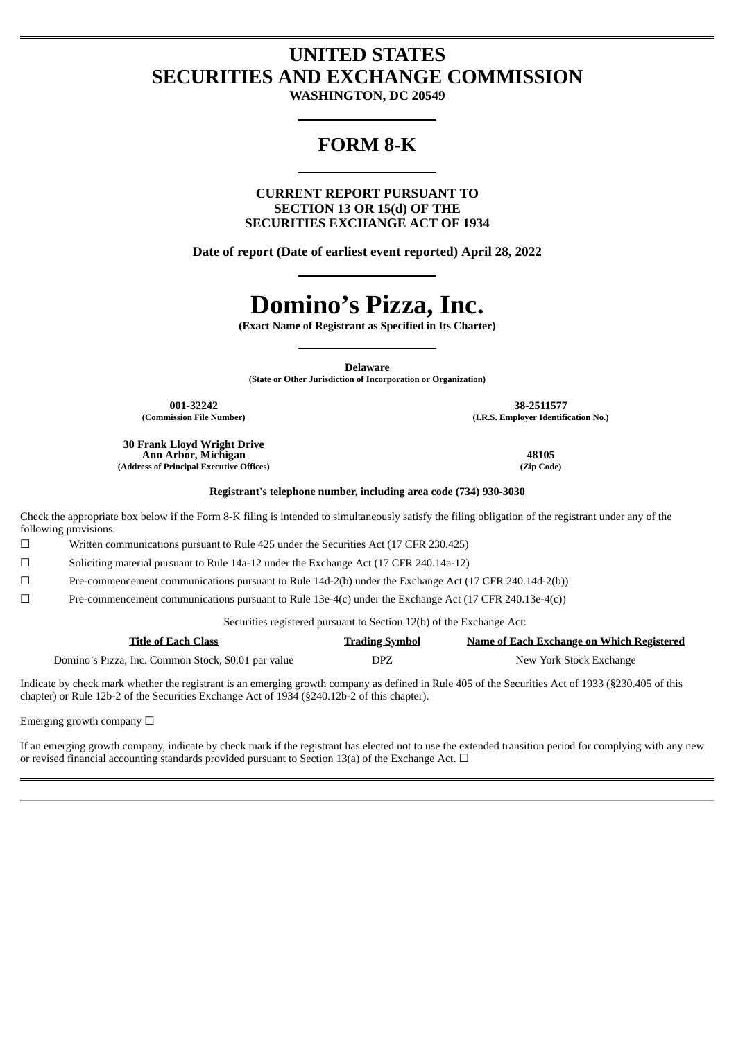# UNITED STATES
# SECURITIES AND EXCHANGE COMMISSION

**WASHINGTON, DC 20549**

## FORM 8-K

**CURRENT REPORT PURSUANT TO**
**SECTION 13 OR 15(d) OF THE**
**SECURITIES EXCHANGE ACT OF 1934**

**Date of report (Date of earliest event reported) April 28, 2022**

# Domino's Pizza, Inc.

**(Exact Name of Registrant as Specified in Its Charter)**

**Delaware**
**(State or Other Jurisdiction of Incorporation or Organization)**

| **001-32242** | **38-2511577** |
|---|---|
| **(Commission File Number)** | **(I.R.S. Employer Identification No.)** |

| **30 Frank Lloyd Wright Drive**<br>**Ann Arbor, Michigan** | **48105** |
|---|---|
| **(Address of Principal Executive Offices)** | **(Zip Code)** |

**Registrant's telephone number, including area code (734) 930-3030**

Check the appropriate box below if the Form 8-K filing is intended to simultaneously satisfy the filing obligation of the registrant under any of the following provisions:

☐ Written communications pursuant to Rule 425 under the Securities Act (17 CFR 230.425)

☐ Soliciting material pursuant to Rule 14a-12 under the Exchange Act (17 CFR 240.14a-12)

☐ Pre-commencement communications pursuant to Rule 14d-2(b) under the Exchange Act (17 CFR 240.14d-2(b))

☐ Pre-commencement communications pursuant to Rule 13e-4(c) under the Exchange Act (17 CFR 240.13e-4(c))

Securities registered pursuant to Section 12(b) of the Exchange Act:

| Title of Each Class | Trading Symbol | Name of Each Exchange on Which Registered |
|---|---|---|
| Domino's Pizza, Inc. Common Stock, $0.01 par value | DPZ | New York Stock Exchange |

Indicate by check mark whether the registrant is an emerging growth company as defined in Rule 405 of the Securities Act of 1933 (§230.405 of this chapter) or Rule 12b-2 of the Securities Exchange Act of 1934 (§240.12b-2 of this chapter).

Emerging growth company ☐

If an emerging growth company, indicate by check mark if the registrant has elected not to use the extended transition period for complying with any new or revised financial accounting standards provided pursuant to Section 13(a) of the Exchange Act. ☐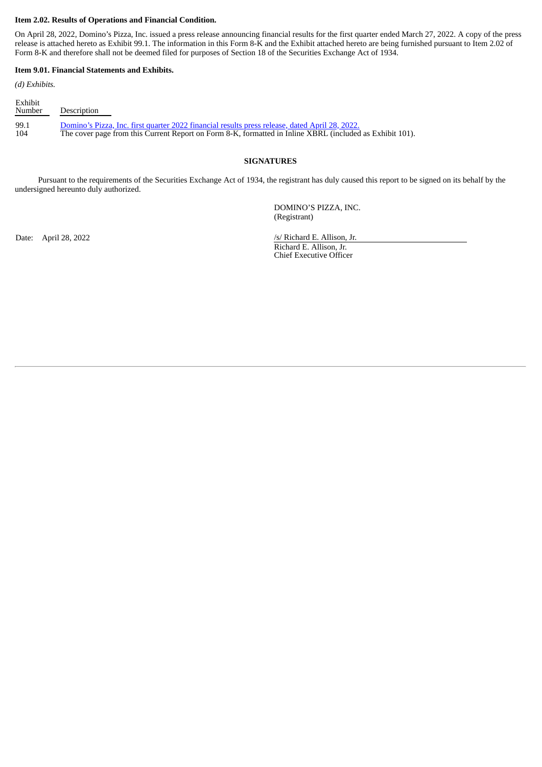**Item 2.02. Results of Operations and Financial Condition.**

On April 28, 2022, Domino's Pizza, Inc. issued a press release announcing financial results for the first quarter ended March 27, 2022. A copy of the press release is attached hereto as Exhibit 99.1. The information in this Form 8-K and the Exhibit attached hereto are being furnished pursuant to Item 2.02 of Form 8-K and therefore shall not be deemed filed for purposes of Section 18 of the Securities Exchange Act of 1934.

**Item 9.01. Financial Statements and Exhibits.**

*(d) Exhibits.*

| Exhibit Number | Description |
|---|---|
| 99.1 | Domino's Pizza, Inc. first quarter 2022 financial results press release, dated April 28, 2022. |
| 104 | The cover page from this Current Report on Form 8-K, formatted in Inline XBRL (included as Exhibit 101). |

**SIGNATURES**

Pursuant to the requirements of the Securities Exchange Act of 1934, the registrant has duly caused this report to be signed on its behalf by the undersigned hereunto duly authorized.

DOMINO'S PIZZA, INC.
(Registrant)

Date: April 28, 2022

/s/ Richard E. Allison, Jr.
Richard E. Allison, Jr.
Chief Executive Officer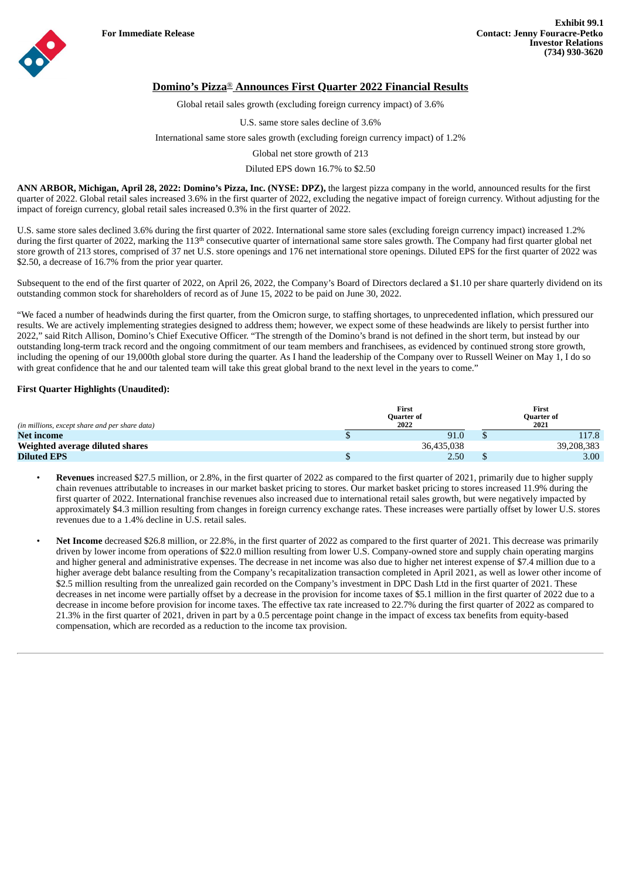**For Immediate Release**

**Exhibit 99.1**
**Contact: Jenny Fouracre-Petko**
**Investor Relations**
**(734) 930-3620**

## Domino's Pizza® Announces First Quarter 2022 Financial Results

Global retail sales growth (excluding foreign currency impact) of 3.6%

U.S. same store sales decline of 3.6%

International same store sales growth (excluding foreign currency impact) of 1.2%

Global net store growth of 213

Diluted EPS down 16.7% to $2.50

**ANN ARBOR, Michigan, April 28, 2022: Domino's Pizza, Inc. (NYSE: DPZ),** the largest pizza company in the world, announced results for the first quarter of 2022. Global retail sales increased 3.6% in the first quarter of 2022, excluding the negative impact of foreign currency. Without adjusting for the impact of foreign currency, global retail sales increased 0.3% in the first quarter of 2022.

U.S. same store sales declined 3.6% during the first quarter of 2022. International same store sales (excluding foreign currency impact) increased 1.2% during the first quarter of 2022, marking the 113th consecutive quarter of international same store sales growth. The Company had first quarter global net store growth of 213 stores, comprised of 37 net U.S. store openings and 176 net international store openings. Diluted EPS for the first quarter of 2022 was $2.50, a decrease of 16.7% from the prior year quarter.

Subsequent to the end of the first quarter of 2022, on April 26, 2022, the Company's Board of Directors declared a $1.10 per share quarterly dividend on its outstanding common stock for shareholders of record as of June 15, 2022 to be paid on June 30, 2022.

"We faced a number of headwinds during the first quarter, from the Omicron surge, to staffing shortages, to unprecedented inflation, which pressured our results. We are actively implementing strategies designed to address them; however, we expect some of these headwinds are likely to persist further into 2022," said Ritch Allison, Domino's Chief Executive Officer. "The strength of the Domino's brand is not defined in the short term, but instead by our outstanding long-term track record and the ongoing commitment of our team members and franchisees, as evidenced by continued strong store growth, including the opening of our 19,000th global store during the quarter. As I hand the leadership of the Company over to Russell Weiner on May 1, I do so with great confidence that he and our talented team will take this great global brand to the next level in the years to come."

**First Quarter Highlights (Unaudited):**

| *(in millions, except share and per share data)* | First Quarter of 2022 | First Quarter of 2021 |
|---|---|---|
| **Net income** | $ 91.0 | $ 117.8 |
| **Weighted average diluted shares** | 36,435,038 | 39,208,383 |
| **Diluted EPS** | $ 2.50 | $ 3.00 |

- **Revenues** increased $27.5 million, or 2.8%, in the first quarter of 2022 as compared to the first quarter of 2021, primarily due to higher supply chain revenues attributable to increases in our market basket pricing to stores. Our market basket pricing to stores increased 11.9% during the first quarter of 2022. International franchise revenues also increased due to international retail sales growth, but were negatively impacted by approximately $4.3 million resulting from changes in foreign currency exchange rates. These increases were partially offset by lower U.S. stores revenues due to a 1.4% decline in U.S. retail sales.

- **Net Income** decreased $26.8 million, or 22.8%, in the first quarter of 2022 as compared to the first quarter of 2021. This decrease was primarily driven by lower income from operations of $22.0 million resulting from lower U.S. Company-owned store and supply chain operating margins and higher general and administrative expenses. The decrease in net income was also due to higher net interest expense of $7.4 million due to a higher average debt balance resulting from the Company's recapitalization transaction completed in April 2021, as well as lower other income of $2.5 million resulting from the unrealized gain recorded on the Company's investment in DPC Dash Ltd in the first quarter of 2021. These decreases in net income were partially offset by a decrease in the provision for income taxes of $5.1 million in the first quarter of 2022 due to a decrease in income before provision for income taxes. The effective tax rate increased to 22.7% during the first quarter of 2022 as compared to 21.3% in the first quarter of 2021, driven in part by a 0.5 percentage point change in the impact of excess tax benefits from equity-based compensation, which are recorded as a reduction to the income tax provision.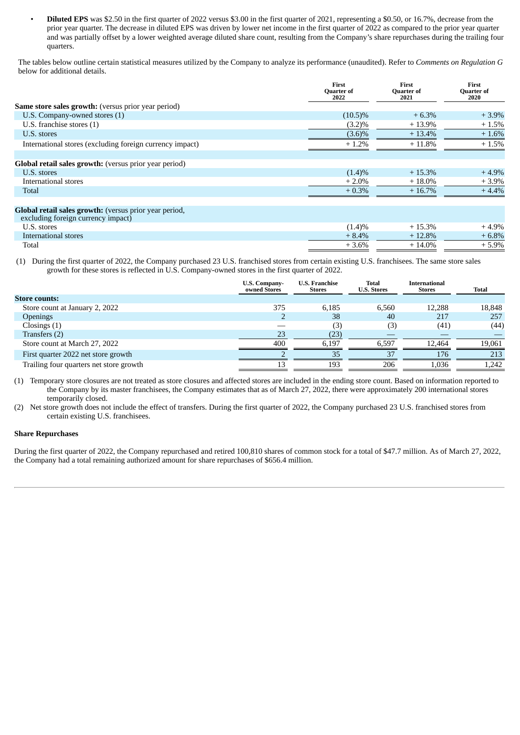- **Diluted EPS** was $2.50 in the first quarter of 2022 versus $3.00 in the first quarter of 2021, representing a $0.50, or 16.7%, decrease from the prior year quarter. The decrease in diluted EPS was driven by lower net income in the first quarter of 2022 as compared to the prior year quarter and was partially offset by a lower weighted average diluted share count, resulting from the Company's share repurchases during the trailing four quarters.

The tables below outline certain statistical measures utilized by the Company to analyze its performance (unaudited). Refer to *Comments on Regulation G* below for additional details.

| | First Quarter of 2022 | First Quarter of 2021 | First Quarter of 2020 |
|---|---|---|---|
| **Same store sales growth:** (versus prior year period) | | | |
| U.S. Company-owned stores (1) | (10.5)% | + 6.3% | + 3.9% |
| U.S. franchise stores (1) | (3.2)% | + 13.9% | + 1.5% |
| U.S. stores | (3.6)% | + 13.4% | + 1.6% |
| International stores (excluding foreign currency impact) | + 1.2% | + 11.8% | + 1.5% |
| | | | |
| **Global retail sales growth:** (versus prior year period) | | | |
| U.S. stores | (1.4)% | + 15.3% | + 4.9% |
| International stores | + 2.0% | + 18.0% | + 3.9% |
| Total | + 0.3% | + 16.7% | + 4.4% |
| | | | |
| **Global retail sales growth:** (versus prior year period, excluding foreign currency impact) | | | |
| U.S. stores | (1.4)% | + 15.3% | + 4.9% |
| International stores | + 8.4% | + 12.8% | + 6.8% |
| Total | + 3.6% | + 14.0% | + 5.9% |

(1) During the first quarter of 2022, the Company purchased 23 U.S. franchised stores from certain existing U.S. franchisees. The same store sales growth for these stores is reflected in U.S. Company-owned stores in the first quarter of 2022.

| | U.S. Company-owned Stores | U.S. Franchise Stores | Total U.S. Stores | International Stores | Total |
|---|---|---|---|---|---|
| **Store counts:** | | | | | |
| Store count at January 2, 2022 | 375 | 6,185 | 6,560 | 12,288 | 18,848 |
| Openings | 2 | 38 | 40 | 217 | 257 |
| Closings (1) | — | (3) | (3) | (41) | (44) |
| Transfers (2) | 23 | (23) | — | — | — |
| Store count at March 27, 2022 | 400 | 6,197 | 6,597 | 12,464 | 19,061 |
| First quarter 2022 net store growth | 2 | 35 | 37 | 176 | 213 |
| Trailing four quarters net store growth | 13 | 193 | 206 | 1,036 | 1,242 |

(1) Temporary store closures are not treated as store closures and affected stores are included in the ending store count. Based on information reported to the Company by its master franchisees, the Company estimates that as of March 27, 2022, there were approximately 200 international stores temporarily closed.

(2) Net store growth does not include the effect of transfers. During the first quarter of 2022, the Company purchased 23 U.S. franchised stores from certain existing U.S. franchisees.

**Share Repurchases**

During the first quarter of 2022, the Company repurchased and retired 100,810 shares of common stock for a total of $47.7 million. As of March 27, 2022, the Company had a total remaining authorized amount for share repurchases of $656.4 million.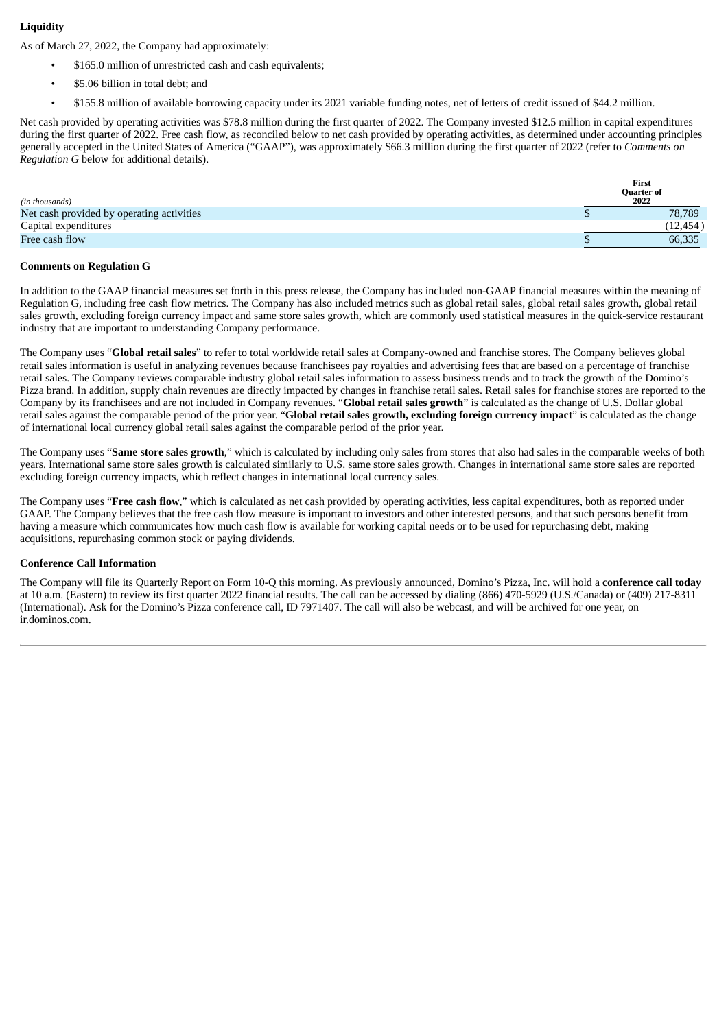**Liquidity**

As of March 27, 2022, the Company had approximately:

- $165.0 million of unrestricted cash and cash equivalents;
- $5.06 billion in total debt; and
- $155.8 million of available borrowing capacity under its 2021 variable funding notes, net of letters of credit issued of $44.2 million.

Net cash provided by operating activities was $78.8 million during the first quarter of 2022. The Company invested $12.5 million in capital expenditures during the first quarter of 2022. Free cash flow, as reconciled below to net cash provided by operating activities, as determined under accounting principles generally accepted in the United States of America ("GAAP"), was approximately $66.3 million during the first quarter of 2022 (refer to *Comments on Regulation G* below for additional details).

| *(in thousands)* | First Quarter of 2022 |
|---|---|
| Net cash provided by operating activities | $ 78,789 |
| Capital expenditures | (12,454) |
| Free cash flow | $ 66,335 |

**Comments on Regulation G**

In addition to the GAAP financial measures set forth in this press release, the Company has included non-GAAP financial measures within the meaning of Regulation G, including free cash flow metrics. The Company has also included metrics such as global retail sales, global retail sales growth, global retail sales growth, excluding foreign currency impact and same store sales growth, which are commonly used statistical measures in the quick-service restaurant industry that are important to understanding Company performance.

The Company uses "**Global retail sales**" to refer to total worldwide retail sales at Company-owned and franchise stores. The Company believes global retail sales information is useful in analyzing revenues because franchisees pay royalties and advertising fees that are based on a percentage of franchise retail sales. The Company reviews comparable industry global retail sales information to assess business trends and to track the growth of the Domino's Pizza brand. In addition, supply chain revenues are directly impacted by changes in franchise retail sales. Retail sales for franchise stores are reported to the Company by its franchisees and are not included in Company revenues. "**Global retail sales growth**" is calculated as the change of U.S. Dollar global retail sales against the comparable period of the prior year. "**Global retail sales growth, excluding foreign currency impact**" is calculated as the change of international local currency global retail sales against the comparable period of the prior year.

The Company uses "**Same store sales growth**," which is calculated by including only sales from stores that also had sales in the comparable weeks of both years. International same store sales growth is calculated similarly to U.S. same store sales growth. Changes in international same store sales are reported excluding foreign currency impacts, which reflect changes in international local currency sales.

The Company uses "**Free cash flow**," which is calculated as net cash provided by operating activities, less capital expenditures, both as reported under GAAP. The Company believes that the free cash flow measure is important to investors and other interested persons, and that such persons benefit from having a measure which communicates how much cash flow is available for working capital needs or to be used for repurchasing debt, making acquisitions, repurchasing common stock or paying dividends.

**Conference Call Information**

The Company will file its Quarterly Report on Form 10-Q this morning. As previously announced, Domino's Pizza, Inc. will hold a **conference call today** at 10 a.m. (Eastern) to review its first quarter 2022 financial results. The call can be accessed by dialing (866) 470-5929 (U.S./Canada) or (409) 217-8311 (International). Ask for the Domino's Pizza conference call, ID 7971407. The call will also be webcast, and will be archived for one year, on ir.dominos.com.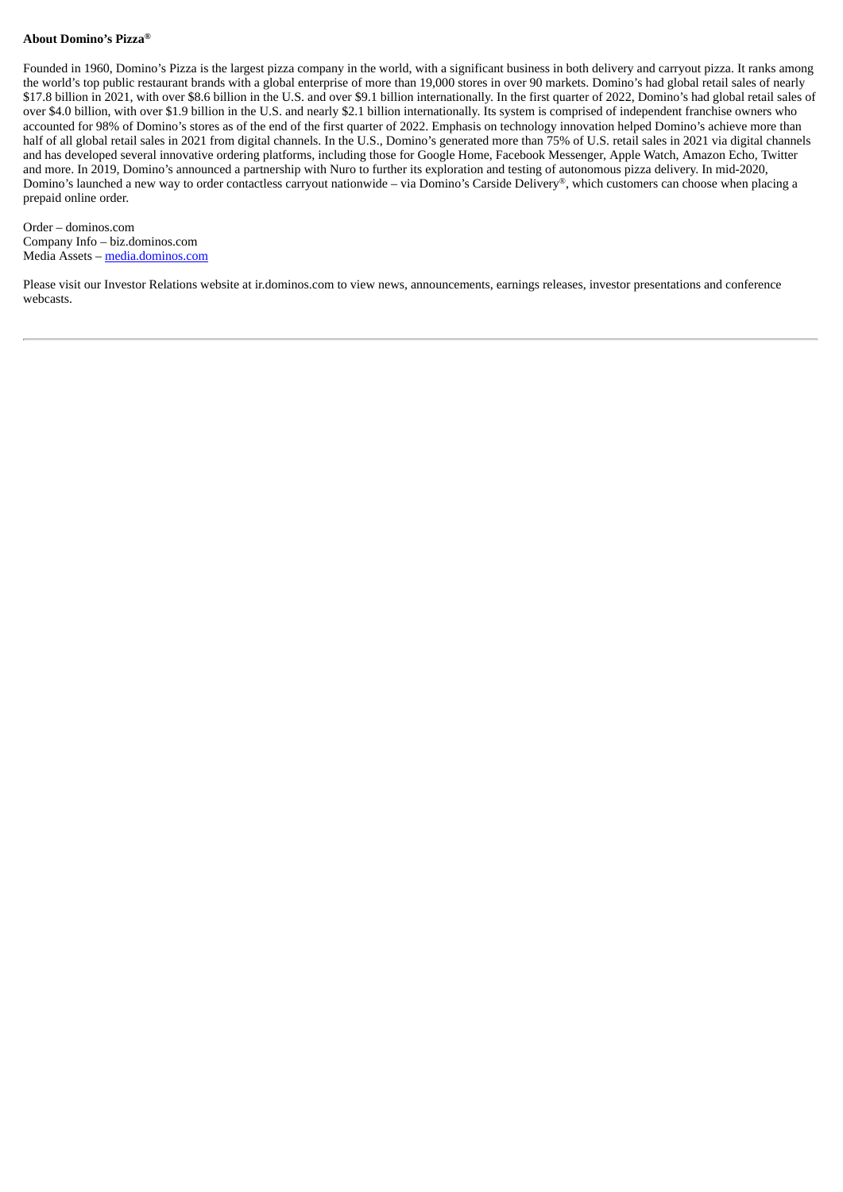**About Domino's Pizza®**

Founded in 1960, Domino's Pizza is the largest pizza company in the world, with a significant business in both delivery and carryout pizza. It ranks among the world's top public restaurant brands with a global enterprise of more than 19,000 stores in over 90 markets. Domino's had global retail sales of nearly $17.8 billion in 2021, with over $8.6 billion in the U.S. and over $9.1 billion internationally. In the first quarter of 2022, Domino's had global retail sales of over $4.0 billion, with over $1.9 billion in the U.S. and nearly $2.1 billion internationally. Its system is comprised of independent franchise owners who accounted for 98% of Domino's stores as of the end of the first quarter of 2022. Emphasis on technology innovation helped Domino's achieve more than half of all global retail sales in 2021 from digital channels. In the U.S., Domino's generated more than 75% of U.S. retail sales in 2021 via digital channels and has developed several innovative ordering platforms, including those for Google Home, Facebook Messenger, Apple Watch, Amazon Echo, Twitter and more. In 2019, Domino's announced a partnership with Nuro to further its exploration and testing of autonomous pizza delivery. In mid-2020, Domino's launched a new way to order contactless carryout nationwide – via Domino's Carside Delivery®, which customers can choose when placing a prepaid online order.

Order – dominos.com
Company Info – biz.dominos.com
Media Assets – media.dominos.com

Please visit our Investor Relations website at ir.dominos.com to view news, announcements, earnings releases, investor presentations and conference webcasts.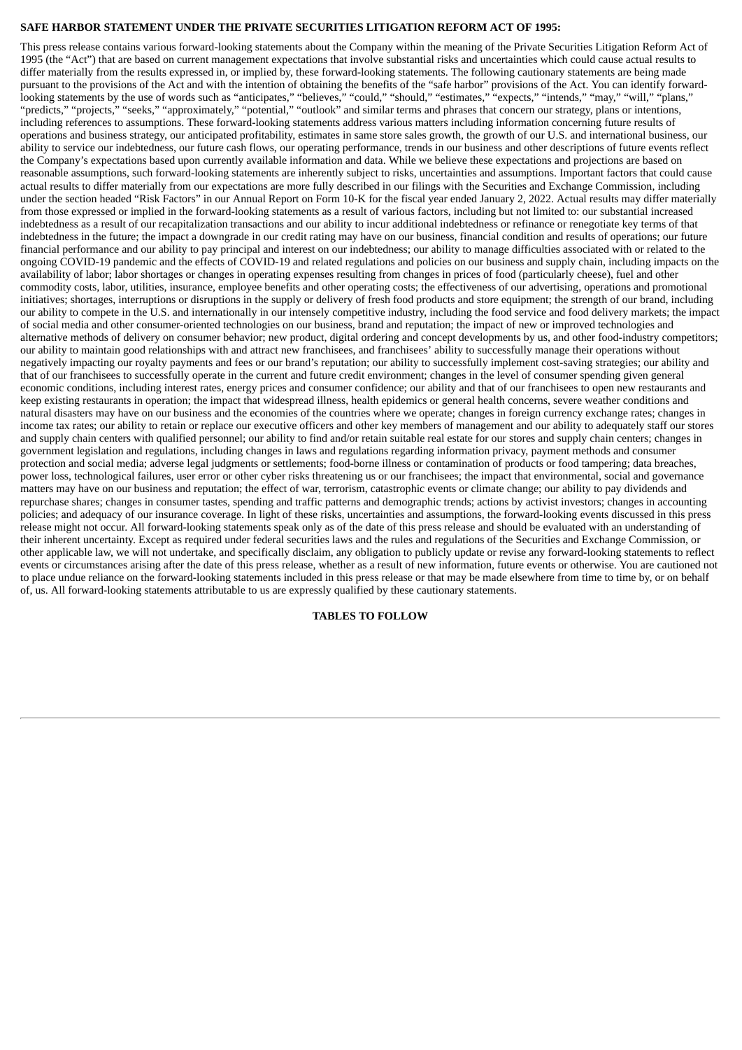**SAFE HARBOR STATEMENT UNDER THE PRIVATE SECURITIES LITIGATION REFORM ACT OF 1995:**

This press release contains various forward-looking statements about the Company within the meaning of the Private Securities Litigation Reform Act of 1995 (the "Act") that are based on current management expectations that involve substantial risks and uncertainties which could cause actual results to differ materially from the results expressed in, or implied by, these forward-looking statements. The following cautionary statements are being made pursuant to the provisions of the Act and with the intention of obtaining the benefits of the "safe harbor" provisions of the Act. You can identify forward-looking statements by the use of words such as "anticipates," "believes," "could," "should," "estimates," "expects," "intends," "may," "will," "plans," "predicts," "projects," "seeks," "approximately," "potential," "outlook" and similar terms and phrases that concern our strategy, plans or intentions, including references to assumptions. These forward-looking statements address various matters including information concerning future results of operations and business strategy, our anticipated profitability, estimates in same store sales growth, the growth of our U.S. and international business, our ability to service our indebtedness, our future cash flows, our operating performance, trends in our business and other descriptions of future events reflect the Company's expectations based upon currently available information and data. While we believe these expectations and projections are based on reasonable assumptions, such forward-looking statements are inherently subject to risks, uncertainties and assumptions. Important factors that could cause actual results to differ materially from our expectations are more fully described in our filings with the Securities and Exchange Commission, including under the section headed "Risk Factors" in our Annual Report on Form 10-K for the fiscal year ended January 2, 2022. Actual results may differ materially from those expressed or implied in the forward-looking statements as a result of various factors, including but not limited to: our substantial increased indebtedness as a result of our recapitalization transactions and our ability to incur additional indebtedness or refinance or renegotiate key terms of that indebtedness in the future; the impact a downgrade in our credit rating may have on our business, financial condition and results of operations; our future financial performance and our ability to pay principal and interest on our indebtedness; our ability to manage difficulties associated with or related to the ongoing COVID-19 pandemic and the effects of COVID-19 and related regulations and policies on our business and supply chain, including impacts on the availability of labor; labor shortages or changes in operating expenses resulting from changes in prices of food (particularly cheese), fuel and other commodity costs, labor, utilities, insurance, employee benefits and other operating costs; the effectiveness of our advertising, operations and promotional initiatives; shortages, interruptions or disruptions in the supply or delivery of fresh food products and store equipment; the strength of our brand, including our ability to compete in the U.S. and internationally in our intensely competitive industry, including the food service and food delivery markets; the impact of social media and other consumer-oriented technologies on our business, brand and reputation; the impact of new or improved technologies and alternative methods of delivery on consumer behavior; new product, digital ordering and concept developments by us, and other food-industry competitors; our ability to maintain good relationships with and attract new franchisees, and franchisees' ability to successfully manage their operations without negatively impacting our royalty payments and fees or our brand's reputation; our ability to successfully implement cost-saving strategies; our ability and that of our franchisees to successfully operate in the current and future credit environment; changes in the level of consumer spending given general economic conditions, including interest rates, energy prices and consumer confidence; our ability and that of our franchisees to open new restaurants and keep existing restaurants in operation; the impact that widespread illness, health epidemics or general health concerns, severe weather conditions and natural disasters may have on our business and the economies of the countries where we operate; changes in foreign currency exchange rates; changes in income tax rates; our ability to retain or replace our executive officers and other key members of management and our ability to adequately staff our stores and supply chain centers with qualified personnel; our ability to find and/or retain suitable real estate for our stores and supply chain centers; changes in government legislation and regulations, including changes in laws and regulations regarding information privacy, payment methods and consumer protection and social media; adverse legal judgments or settlements; food-borne illness or contamination of products or food tampering; data breaches, power loss, technological failures, user error or other cyber risks threatening us or our franchisees; the impact that environmental, social and governance matters may have on our business and reputation; the effect of war, terrorism, catastrophic events or climate change; our ability to pay dividends and repurchase shares; changes in consumer tastes, spending and traffic patterns and demographic trends; actions by activist investors; changes in accounting policies; and adequacy of our insurance coverage. In light of these risks, uncertainties and assumptions, the forward-looking events discussed in this press release might not occur. All forward-looking statements speak only as of the date of this press release and should be evaluated with an understanding of their inherent uncertainty. Except as required under federal securities laws and the rules and regulations of the Securities and Exchange Commission, or other applicable law, we will not undertake, and specifically disclaim, any obligation to publicly update or revise any forward-looking statements to reflect events or circumstances arising after the date of this press release, whether as a result of new information, future events or otherwise. You are cautioned not to place undue reliance on the forward-looking statements included in this press release or that may be made elsewhere from time to time by, or on behalf of, us. All forward-looking statements attributable to us are expressly qualified by these cautionary statements.

**TABLES TO FOLLOW**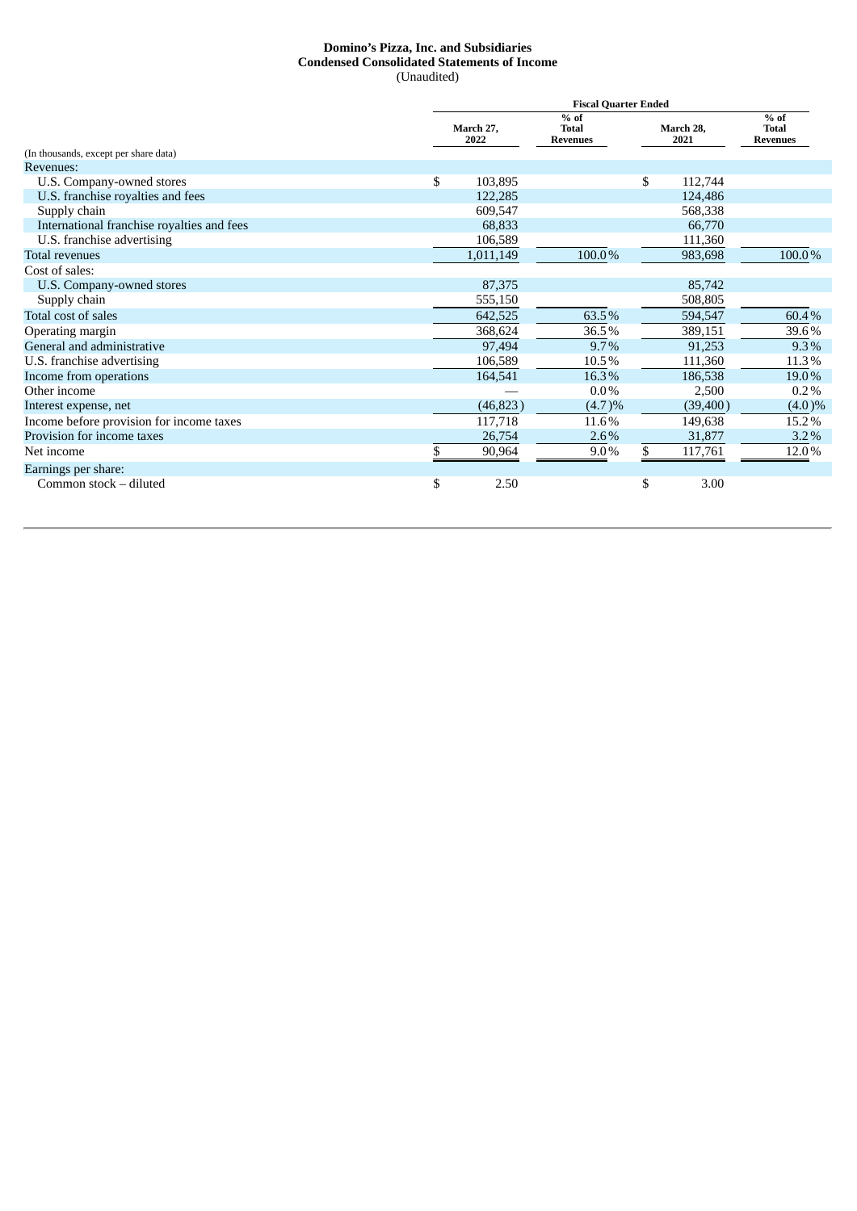**Domino's Pizza, Inc. and Subsidiaries**
**Condensed Consolidated Statements of Income**
(Unaudited)

| (In thousands, except per share data) | Fiscal Quarter Ended | | | |
|---|---|---|---|---|
| | March 27, 2022 | % of Total Revenues | March 28, 2021 | % of Total Revenues |
| Revenues: | | | | |
| U.S. Company-owned stores | $ 103,895 | | $ 112,744 | |
| U.S. franchise royalties and fees | 122,285 | | 124,486 | |
| Supply chain | 609,547 | | 568,338 | |
| International franchise royalties and fees | 68,833 | | 66,770 | |
| U.S. franchise advertising | 106,589 | | 111,360 | |
| Total revenues | 1,011,149 | 100.0 % | 983,698 | 100.0 % |
| Cost of sales: | | | | |
| U.S. Company-owned stores | 87,375 | | 85,742 | |
| Supply chain | 555,150 | | 508,805 | |
| Total cost of sales | 642,525 | 63.5 % | 594,547 | 60.4 % |
| Operating margin | 368,624 | 36.5 % | 389,151 | 39.6 % |
| General and administrative | 97,494 | 9.7 % | 91,253 | 9.3 % |
| U.S. franchise advertising | 106,589 | 10.5 % | 111,360 | 11.3 % |
| Income from operations | 164,541 | 16.3 % | 186,538 | 19.0 % |
| Other income | — | 0.0 % | 2,500 | 0.2 % |
| Interest expense, net | (46,823 ) | (4.7 )% | (39,400 ) | (4.0 )% |
| Income before provision for income taxes | 117,718 | 11.6 % | 149,638 | 15.2 % |
| Provision for income taxes | 26,754 | 2.6 % | 31,877 | 3.2 % |
| Net income | $ 90,964 | 9.0 % | $ 117,761 | 12.0 % |
| Earnings per share: | | | | |
| Common stock – diluted | $ 2.50 | | $ 3.00 | |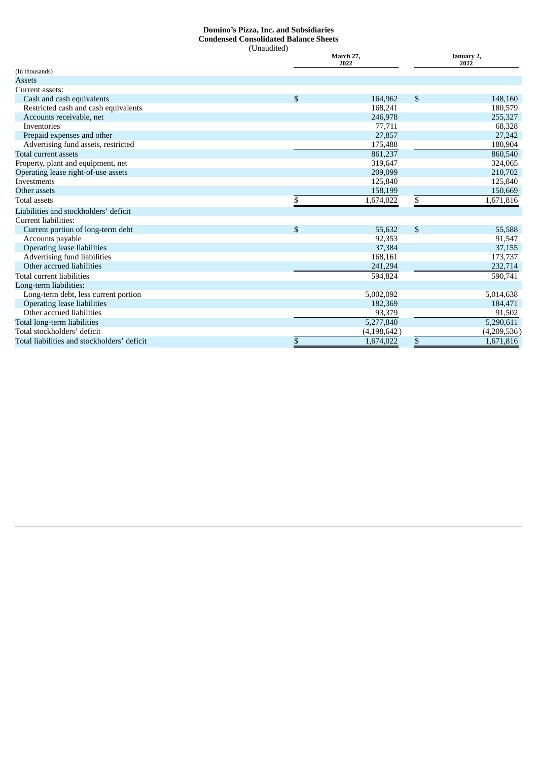**Domino’s Pizza, Inc. and Subsidiaries**
**Condensed Consolidated Balance Sheets**
(Unaudited)

| (In thousands) | March 27, 2022 | January 2, 2022 |
|---|---|---|
| Assets | | |
| Current assets: | | |
| Cash and cash equivalents | $ 164,962 | $ 148,160 |
| Restricted cash and cash equivalents | 168,241 | 180,579 |
| Accounts receivable, net | 246,978 | 255,327 |
| Inventories | 77,711 | 68,328 |
| Prepaid expenses and other | 27,857 | 27,242 |
| Advertising fund assets, restricted | 175,488 | 180,904 |
| Total current assets | 861,237 | 860,540 |
| Property, plant and equipment, net | 319,647 | 324,065 |
| Operating lease right-of-use assets | 209,099 | 210,702 |
| Investments | 125,840 | 125,840 |
| Other assets | 158,199 | 150,669 |
| Total assets | $ 1,674,022 | $ 1,671,816 |
| Liabilities and stockholders’ deficit | | |
| Current liabilities: | | |
| Current portion of long-term debt | $ 55,632 | $ 55,588 |
| Accounts payable | 92,353 | 91,547 |
| Operating lease liabilities | 37,384 | 37,155 |
| Advertising fund liabilities | 168,161 | 173,737 |
| Other accrued liabilities | 241,294 | 232,714 |
| Total current liabilities | 594,824 | 590,741 |
| Long-term liabilities: | | |
| Long-term debt, less current portion | 5,002,092 | 5,014,638 |
| Operating lease liabilities | 182,369 | 184,471 |
| Other accrued liabilities | 93,379 | 91,502 |
| Total long-term liabilities | 5,277,840 | 5,290,611 |
| Total stockholders’ deficit | (4,198,642) | (4,209,536) |
| Total liabilities and stockholders’ deficit | $ 1,674,022 | $ 1,671,816 |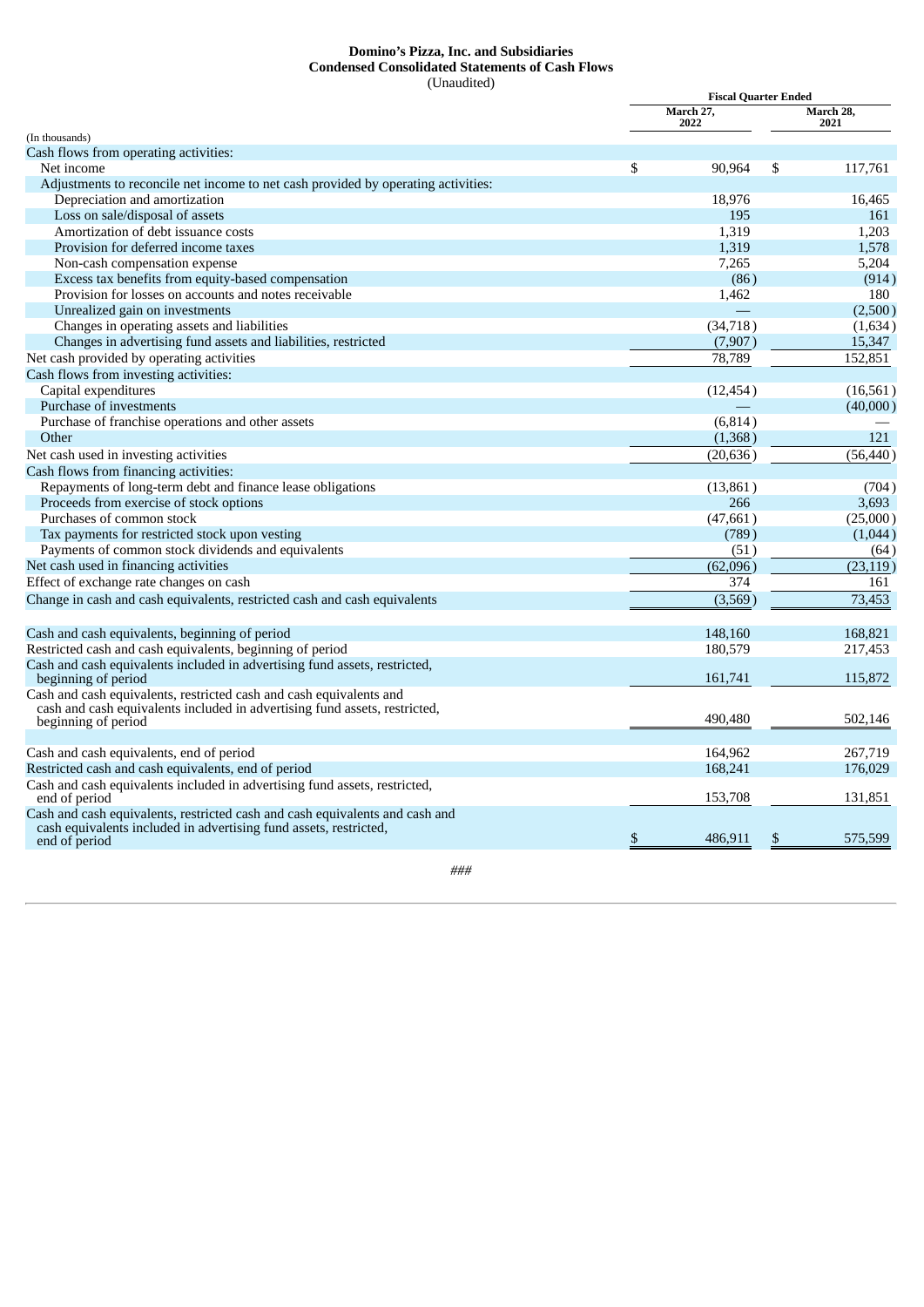**Domino's Pizza, Inc. and Subsidiaries**
**Condensed Consolidated Statements of Cash Flows**
(Unaudited)

| (In thousands) | Fiscal Quarter Ended | |
|---|---|---|
| | March 27, 2022 | March 28, 2021 |
| Cash flows from operating activities: | | |
| Net income | $ 90,964 | $ 117,761 |
| Adjustments to reconcile net income to net cash provided by operating activities: | | |
| Depreciation and amortization | 18,976 | 16,465 |
| Loss on sale/disposal of assets | 195 | 161 |
| Amortization of debt issuance costs | 1,319 | 1,203 |
| Provision for deferred income taxes | 1,319 | 1,578 |
| Non-cash compensation expense | 7,265 | 5,204 |
| Excess tax benefits from equity-based compensation | (86) | (914) |
| Provision for losses on accounts and notes receivable | 1,462 | 180 |
| Unrealized gain on investments | — | (2,500) |
| Changes in operating assets and liabilities | (34,718) | (1,634) |
| Changes in advertising fund assets and liabilities, restricted | (7,907) | 15,347 |
| Net cash provided by operating activities | 78,789 | 152,851 |
| Cash flows from investing activities: | | |
| Capital expenditures | (12,454) | (16,561) |
| Purchase of investments | — | (40,000) |
| Purchase of franchise operations and other assets | (6,814) | — |
| Other | (1,368) | 121 |
| Net cash used in investing activities | (20,636) | (56,440) |
| Cash flows from financing activities: | | |
| Repayments of long-term debt and finance lease obligations | (13,861) | (704) |
| Proceeds from exercise of stock options | 266 | 3,693 |
| Purchases of common stock | (47,661) | (25,000) |
| Tax payments for restricted stock upon vesting | (789) | (1,044) |
| Payments of common stock dividends and equivalents | (51) | (64) |
| Net cash used in financing activities | (62,096) | (23,119) |
| Effect of exchange rate changes on cash | 374 | 161 |
| Change in cash and cash equivalents, restricted cash and cash equivalents | (3,569) | 73,453 |
| | | |
| Cash and cash equivalents, beginning of period | 148,160 | 168,821 |
| Restricted cash and cash equivalents, beginning of period | 180,579 | 217,453 |
| Cash and cash equivalents included in advertising fund assets, restricted, beginning of period | 161,741 | 115,872 |
| Cash and cash equivalents, restricted cash and cash equivalents and cash and cash equivalents included in advertising fund assets, restricted, beginning of period | 490,480 | 502,146 |
| | | |
| Cash and cash equivalents, end of period | 164,962 | 267,719 |
| Restricted cash and cash equivalents, end of period | 168,241 | 176,029 |
| Cash and cash equivalents included in advertising fund assets, restricted, end of period | 153,708 | 131,851 |
| Cash and cash equivalents, restricted cash and cash equivalents and cash and cash equivalents included in advertising fund assets, restricted, end of period | $ 486,911 | $ 575,599 |

###